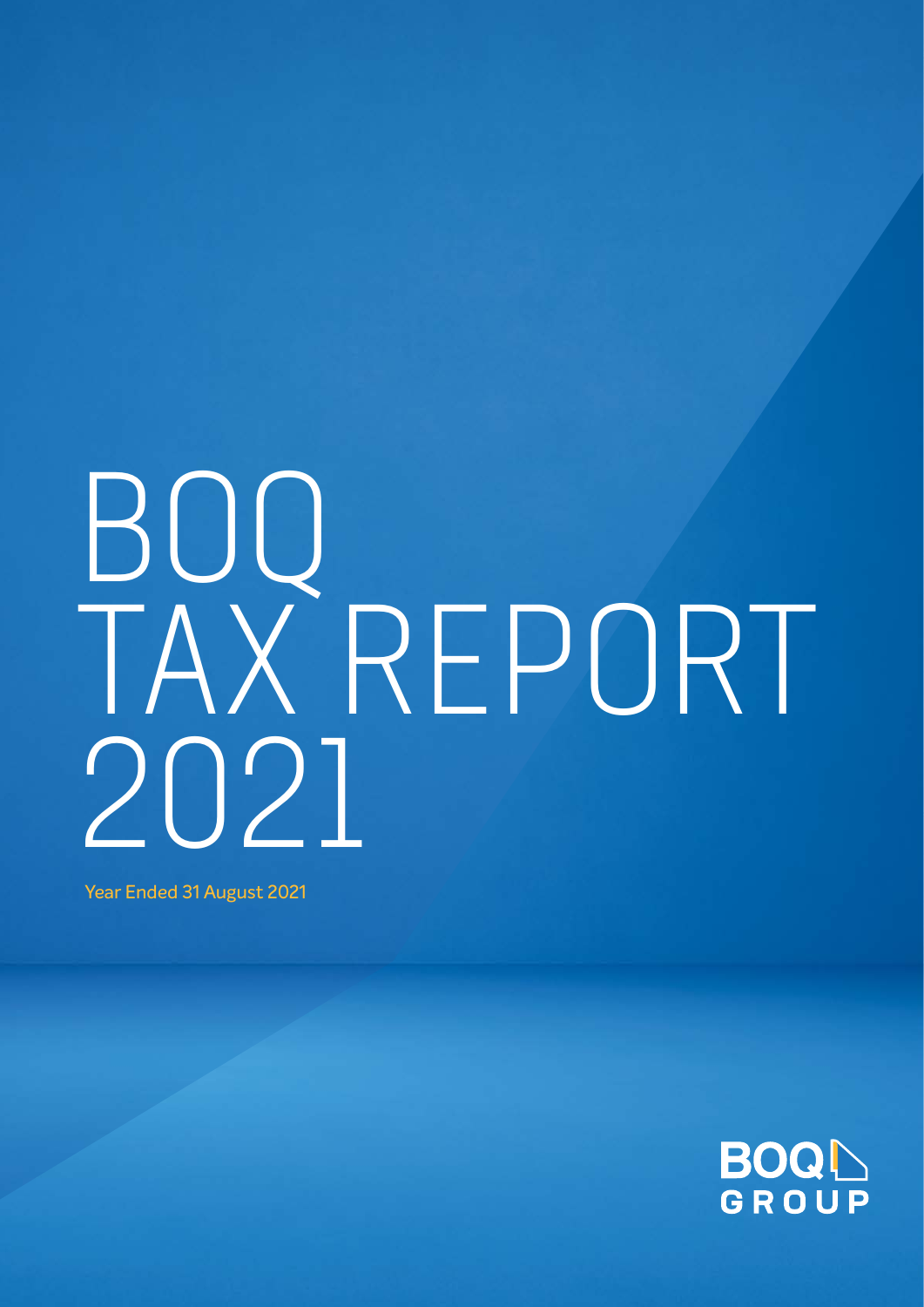# BOQ TAX REPORT 2021

Year Ended 31 August 2021

BOQ GROUP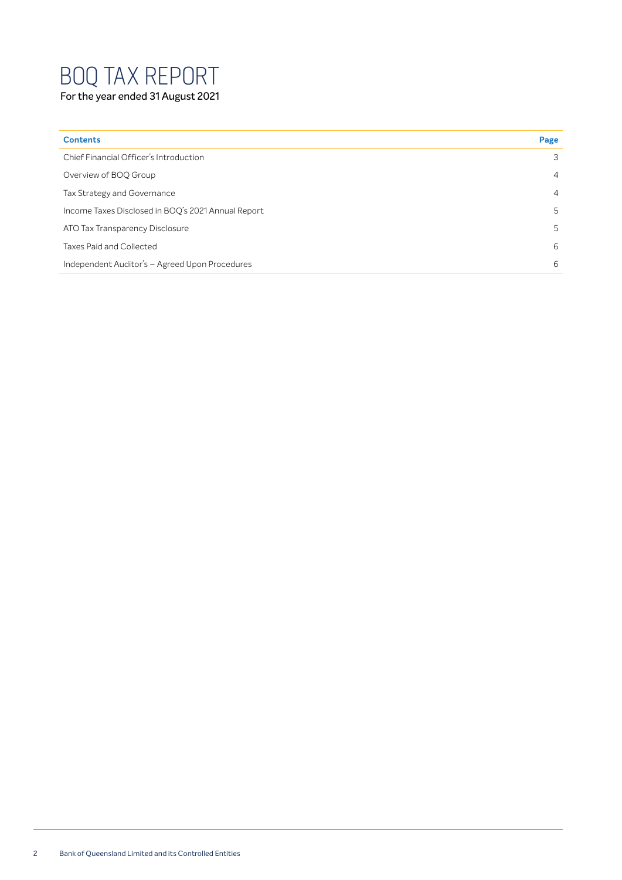# BOQ TAX REPORT

For the year ended 31 August 2021

| Contents | Page |
| --- | --- |
| Chief Financial Officer's Introduction | 3 |
| Overview of BOQ Group | 4 |
| Tax Strategy and Governance | 4 |
| Income Taxes Disclosed in BOQ's 2021 Annual Report | 5 |
| ATO Tax Transparency Disclosure | 5 |
| Taxes Paid and Collected | 6 |
| Independent Auditor's – Agreed Upon Procedures | 6 |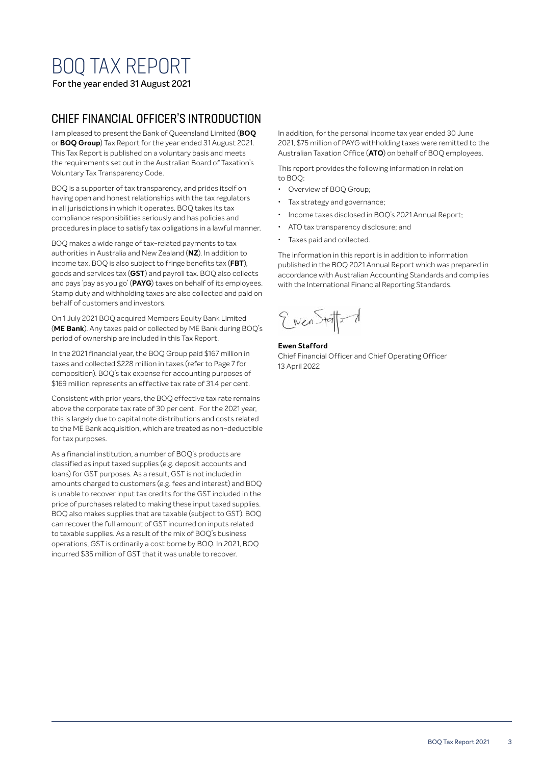# BOQ TAX REPORT

For the year ended 31 August 2021

## CHIEF FINANCIAL OFFICER'S INTRODUCTION

I am pleased to present the Bank of Queensland Limited (**BOQ** or **BOQ Group**) Tax Report for the year ended 31 August 2021. This Tax Report is published on a voluntary basis and meets the requirements set out in the Australian Board of Taxation's Voluntary Tax Transparency Code.

BOQ is a supporter of tax transparency, and prides itself on having open and honest relationships with the tax regulators in all jurisdictions in which it operates. BOQ takes its tax compliance responsibilities seriously and has policies and procedures in place to satisfy tax obligations in a lawful manner.

BOQ makes a wide range of tax-related payments to tax authorities in Australia and New Zealand (**NZ**). In addition to income tax, BOQ is also subject to fringe benefits tax (**FBT**), goods and services tax (**GST**) and payroll tax. BOQ also collects and pays 'pay as you go' (**PAYG**) taxes on behalf of its employees. Stamp duty and withholding taxes are also collected and paid on behalf of customers and investors.

On 1 July 2021 BOQ acquired Members Equity Bank Limited (**ME Bank**). Any taxes paid or collected by ME Bank during BOQ's period of ownership are included in this Tax Report.

In the 2021 financial year, the BOQ Group paid $167 million in taxes and collected $228 million in taxes (refer to Page 7 for composition). BOQ's tax expense for accounting purposes of $169 million represents an effective tax rate of 31.4 per cent.

Consistent with prior years, the BOQ effective tax rate remains above the corporate tax rate of 30 per cent. For the 2021 year, this is largely due to capital note distributions and costs related to the ME Bank acquisition, which are treated as non-deductible for tax purposes.

As a financial institution, a number of BOQ's products are classified as input taxed supplies (e.g. deposit accounts and loans) for GST purposes. As a result, GST is not included in amounts charged to customers (e.g. fees and interest) and BOQ is unable to recover input tax credits for the GST included in the price of purchases related to making these input taxed supplies. BOQ also makes supplies that are taxable (subject to GST). BOQ can recover the full amount of GST incurred on inputs related to taxable supplies. As a result of the mix of BOQ's business operations, GST is ordinarily a cost borne by BOQ. In 2021, BOQ incurred $35 million of GST that it was unable to recover.

In addition, for the personal income tax year ended 30 June 2021, $75 million of PAYG withholding taxes were remitted to the Australian Taxation Office (**ATO**) on behalf of BOQ employees.

This report provides the following information in relation to BOQ:

- Overview of BOQ Group;
- Tax strategy and governance;
- Income taxes disclosed in BOQ's 2021 Annual Report;
- ATO tax transparency disclosure; and
- Taxes paid and collected.

The information in this report is in addition to information published in the BOQ 2021 Annual Report which was prepared in accordance with Australian Accounting Standards and complies with the International Financial Reporting Standards.

**Ewen Stafford**
Chief Financial Officer and Chief Operating Officer
13 April 2022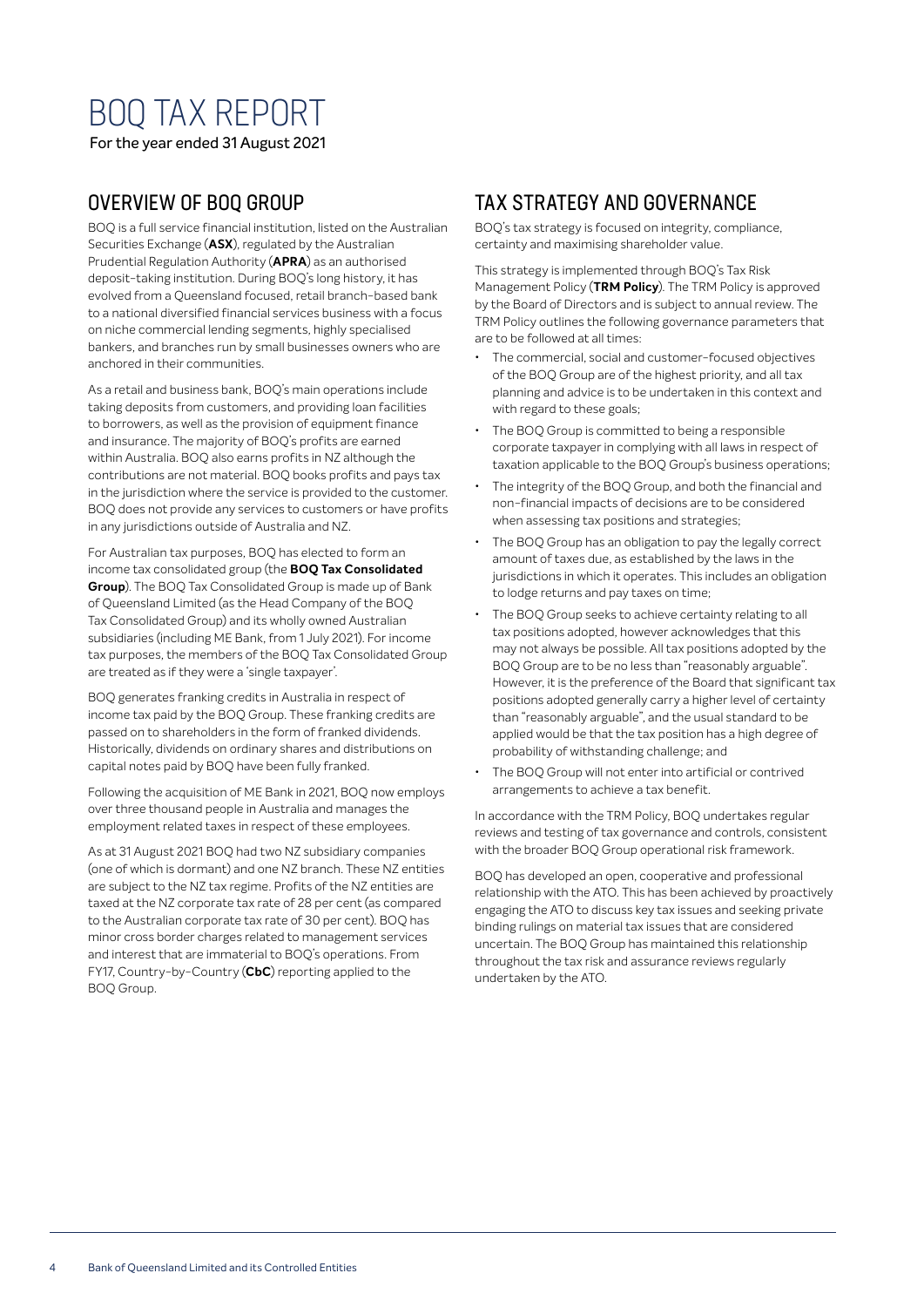# BOQ TAX REPORT

For the year ended 31 August 2021

## OVERVIEW OF BOQ GROUP

BOQ is a full service financial institution, listed on the Australian Securities Exchange (**ASX**), regulated by the Australian Prudential Regulation Authority (**APRA**) as an authorised deposit-taking institution. During BOQ's long history, it has evolved from a Queensland focused, retail branch-based bank to a national diversified financial services business with a focus on niche commercial lending segments, highly specialised bankers, and branches run by small businesses owners who are anchored in their communities.

As a retail and business bank, BOQ's main operations include taking deposits from customers, and providing loan facilities to borrowers, as well as the provision of equipment finance and insurance. The majority of BOQ's profits are earned within Australia. BOQ also earns profits in NZ although the contributions are not material. BOQ books profits and pays tax in the jurisdiction where the service is provided to the customer. BOQ does not provide any services to customers or have profits in any jurisdictions outside of Australia and NZ.

For Australian tax purposes, BOQ has elected to form an income tax consolidated group (the **BOQ Tax Consolidated Group**). The BOQ Tax Consolidated Group is made up of Bank of Queensland Limited (as the Head Company of the BOQ Tax Consolidated Group) and its wholly owned Australian subsidiaries (including ME Bank, from 1 July 2021). For income tax purposes, the members of the BOQ Tax Consolidated Group are treated as if they were a 'single taxpayer'.

BOQ generates franking credits in Australia in respect of income tax paid by the BOQ Group. These franking credits are passed on to shareholders in the form of franked dividends. Historically, dividends on ordinary shares and distributions on capital notes paid by BOQ have been fully franked.

Following the acquisition of ME Bank in 2021, BOQ now employs over three thousand people in Australia and manages the employment related taxes in respect of these employees.

As at 31 August 2021 BOQ had two NZ subsidiary companies (one of which is dormant) and one NZ branch. These NZ entities are subject to the NZ tax regime. Profits of the NZ entities are taxed at the NZ corporate tax rate of 28 per cent (as compared to the Australian corporate tax rate of 30 per cent). BOQ has minor cross border charges related to management services and interest that are immaterial to BOQ's operations. From FY17, Country-by-Country (**CbC**) reporting applied to the BOQ Group.

## TAX STRATEGY AND GOVERNANCE

BOQ's tax strategy is focused on integrity, compliance, certainty and maximising shareholder value.

This strategy is implemented through BOQ's Tax Risk Management Policy (**TRM Policy**). The TRM Policy is approved by the Board of Directors and is subject to annual review. The TRM Policy outlines the following governance parameters that are to be followed at all times:

- The commercial, social and customer-focused objectives of the BOQ Group are of the highest priority, and all tax planning and advice is to be undertaken in this context and with regard to these goals;
- The BOQ Group is committed to being a responsible corporate taxpayer in complying with all laws in respect of taxation applicable to the BOQ Group's business operations;
- The integrity of the BOQ Group, and both the financial and non-financial impacts of decisions are to be considered when assessing tax positions and strategies;
- The BOQ Group has an obligation to pay the legally correct amount of taxes due, as established by the laws in the jurisdictions in which it operates. This includes an obligation to lodge returns and pay taxes on time;
- The BOQ Group seeks to achieve certainty relating to all tax positions adopted, however acknowledges that this may not always be possible. All tax positions adopted by the BOQ Group are to be no less than "reasonably arguable". However, it is the preference of the Board that significant tax positions adopted generally carry a higher level of certainty than "reasonably arguable", and the usual standard to be applied would be that the tax position has a high degree of probability of withstanding challenge; and
- The BOQ Group will not enter into artificial or contrived arrangements to achieve a tax benefit.

In accordance with the TRM Policy, BOQ undertakes regular reviews and testing of tax governance and controls, consistent with the broader BOQ Group operational risk framework.

BOQ has developed an open, cooperative and professional relationship with the ATO. This has been achieved by proactively engaging the ATO to discuss key tax issues and seeking private binding rulings on material tax issues that are considered uncertain. The BOQ Group has maintained this relationship throughout the tax risk and assurance reviews regularly undertaken by the ATO.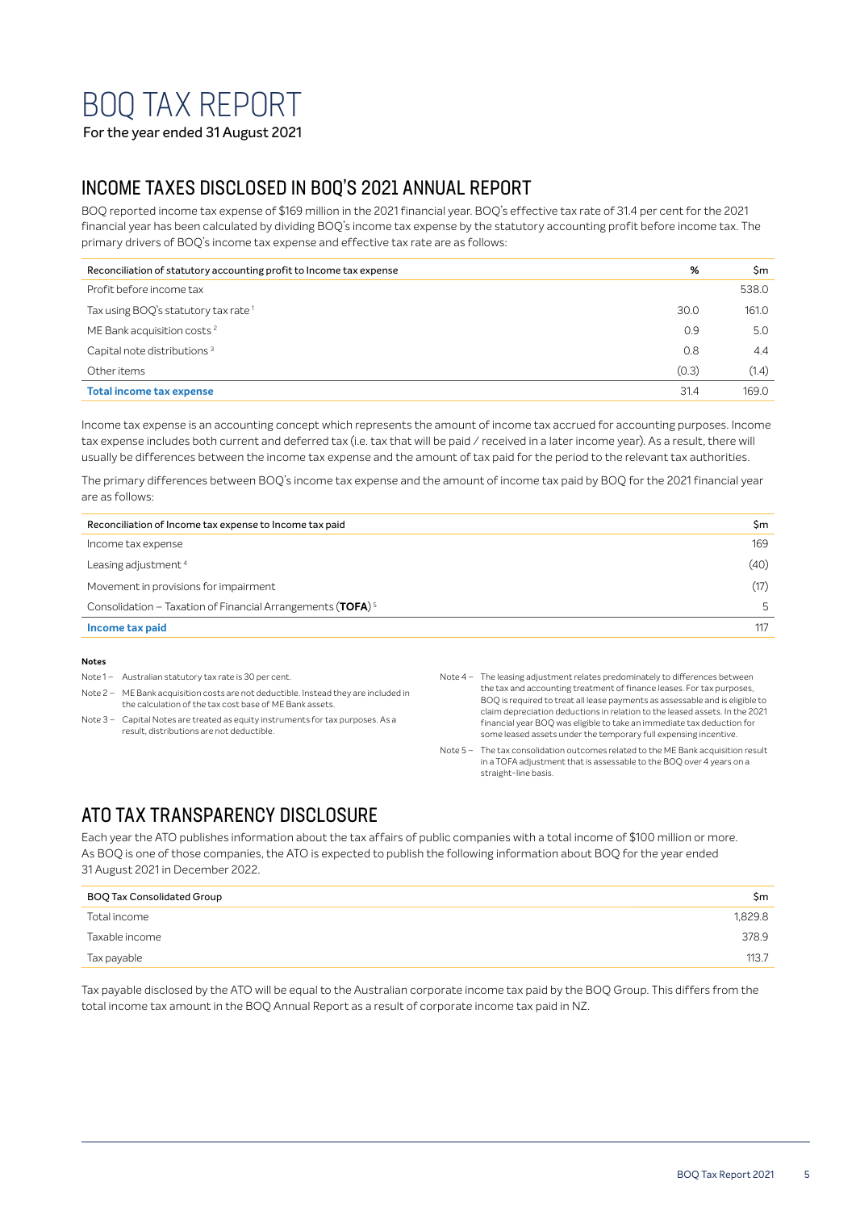# BOQ TAX REPORT

For the year ended 31 August 2021

## INCOME TAXES DISCLOSED IN BOQ'S 2021 ANNUAL REPORT

BOQ reported income tax expense of $169 million in the 2021 financial year. BOQ's effective tax rate of 31.4 per cent for the 2021 financial year has been calculated by dividing BOQ's income tax expense by the statutory accounting profit before income tax. The primary drivers of BOQ's income tax expense and effective tax rate are as follows:

| Reconciliation of statutory accounting profit to Income tax expense | % | $m |
|---|---|---|
| Profit before income tax | | 538.0 |
| Tax using BOQ's statutory tax rate [1] | 30.0 | 161.0 |
| ME Bank acquisition costs [2] | 0.9 | 5.0 |
| Capital note distributions [3] | 0.8 | 4.4 |
| Other items | (0.3) | (1.4) |
| **Total income tax expense** | 31.4 | 169.0 |

Income tax expense is an accounting concept which represents the amount of income tax accrued for accounting purposes. Income tax expense includes both current and deferred tax (i.e. tax that will be paid / received in a later income year). As a result, there will usually be differences between the income tax expense and the amount of tax paid for the period to the relevant tax authorities.

The primary differences between BOQ's income tax expense and the amount of income tax paid by BOQ for the 2021 financial year are as follows:

| Reconciliation of Income tax expense to Income tax paid | $m |
|---|---|
| Income tax expense | 169 |
| Leasing adjustment [4] | (40) |
| Movement in provisions for impairment | (17) |
| Consolidation – Taxation of Financial Arrangements (**TOFA**) [5] | 5 |
| **Income tax paid** | 117 |

**Notes**

Note 1 – Australian statutory tax rate is 30 per cent.

Note 2 – ME Bank acquisition costs are not deductible. Instead they are included in the calculation of the tax cost base of ME Bank assets.

Note 3 – Capital Notes are treated as equity instruments for tax purposes. As a result, distributions are not deductible.

Note 4 – The leasing adjustment relates predominately to differences between the tax and accounting treatment of finance leases. For tax purposes, BOQ is required to treat all lease payments as assessable and is eligible to claim depreciation deductions in relation to the leased assets. In the 2021 financial year BOQ was eligible to take an immediate tax deduction for some leased assets under the temporary full expensing incentive.

Note 5 – The tax consolidation outcomes related to the ME Bank acquisition result in a TOFA adjustment that is assessable to the BOQ over 4 years on a straight-line basis.

## ATO TAX TRANSPARENCY DISCLOSURE

Each year the ATO publishes information about the tax affairs of public companies with a total income of $100 million or more. As BOQ is one of those companies, the ATO is expected to publish the following information about BOQ for the year ended 31 August 2021 in December 2022.

| BOQ Tax Consolidated Group | $m |
|---|---|
| Total income | 1,829.8 |
| Taxable income | 378.9 |
| Tax payable | 113.7 |

Tax payable disclosed by the ATO will be equal to the Australian corporate income tax paid by the BOQ Group. This differs from the total income tax amount in the BOQ Annual Report as a result of corporate income tax paid in NZ.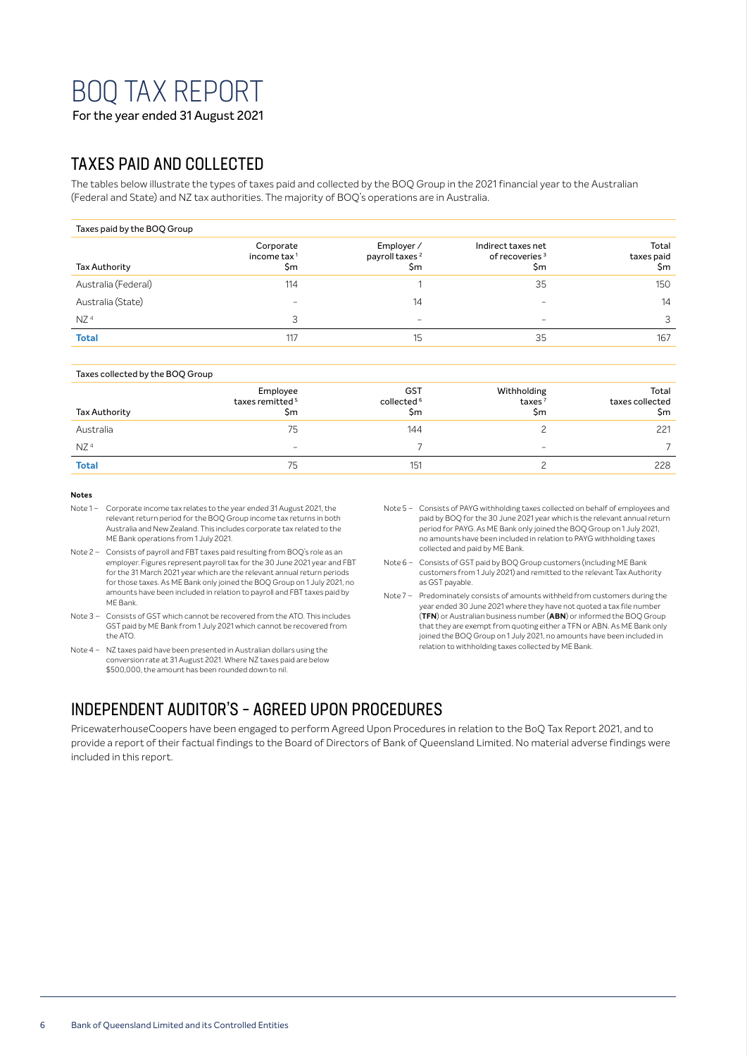# BOQ TAX REPORT

For the year ended 31 August 2021

## TAXES PAID AND COLLECTED

The tables below illustrate the types of taxes paid and collected by the BOQ Group in the 2021 financial year to the Australian (Federal and State) and NZ tax authorities. The majority of BOQ's operations are in Australia.

Taxes paid by the BOQ Group

| Tax Authority | Corporate income tax [1] $m | Employer / payroll taxes [2] $m | Indirect taxes net of recoveries [3] $m | Total taxes paid $m |
|---|---|---|---|---|
| Australia (Federal) | 114 | 1 | 35 | 150 |
| Australia (State) | – | 14 | – | 14 |
| NZ [4] | 3 | – | – | 3 |
| **Total** | 117 | 15 | 35 | 167 |

Taxes collected by the BOQ Group

| Tax Authority | Employee taxes remitted [5] $m | GST collected [6] $m | Withholding taxes [7] $m | Total taxes collected $m |
|---|---|---|---|---|
| Australia | 75 | 144 | 2 | 221 |
| NZ [4] | – | 7 | – | 7 |
| **Total** | 75 | 151 | 2 | 228 |

**Notes**

Note 1 – Corporate income tax relates to the year ended 31 August 2021, the relevant return period for the BOQ Group income tax returns in both Australia and New Zealand. This includes corporate tax related to the ME Bank operations from 1 July 2021.

Note 2 – Consists of payroll and FBT taxes paid resulting from BOQ's role as an employer. Figures represent payroll tax for the 30 June 2021 year and FBT for the 31 March 2021 year which are the relevant annual return periods for those taxes. As ME Bank only joined the BOQ Group on 1 July 2021, no amounts have been included in relation to payroll and FBT taxes paid by ME Bank.

Note 3 – Consists of GST which cannot be recovered from the ATO. This includes GST paid by ME Bank from 1 July 2021 which cannot be recovered from the ATO.

Note 4 – NZ taxes paid have been presented in Australian dollars using the conversion rate at 31 August 2021. Where NZ taxes paid are below $500,000, the amount has been rounded down to nil.

Note 5 – Consists of PAYG withholding taxes collected on behalf of employees and paid by BOQ for the 30 June 2021 year which is the relevant annual return period for PAYG. As ME Bank only joined the BOQ Group on 1 July 2021, no amounts have been included in relation to PAYG withholding taxes collected and paid by ME Bank.

Note 6 – Consists of GST paid by BOQ Group customers (including ME Bank customers from 1 July 2021) and remitted to the relevant Tax Authority as GST payable.

Note 7 – Predominately consists of amounts withheld from customers during the year ended 30 June 2021 where they have not quoted a tax file number (**TFN**) or Australian business number (**ABN**) or informed the BOQ Group that they are exempt from quoting either a TFN or ABN. As ME Bank only joined the BOQ Group on 1 July 2021, no amounts have been included in relation to withholding taxes collected by ME Bank.

## INDEPENDENT AUDITOR'S – AGREED UPON PROCEDURES

PricewaterhouseCoopers have been engaged to perform Agreed Upon Procedures in relation to the BoQ Tax Report 2021, and to provide a report of their factual findings to the Board of Directors of Bank of Queensland Limited. No material adverse findings were included in this report.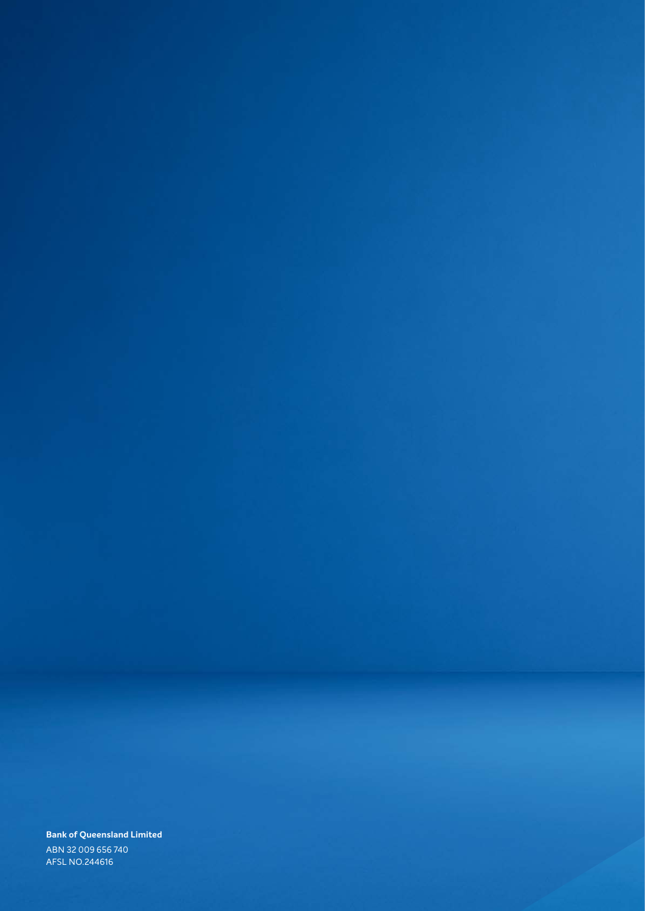**Bank of Queensland Limited**

ABN 32 009 656 740
AFSL NO.244616